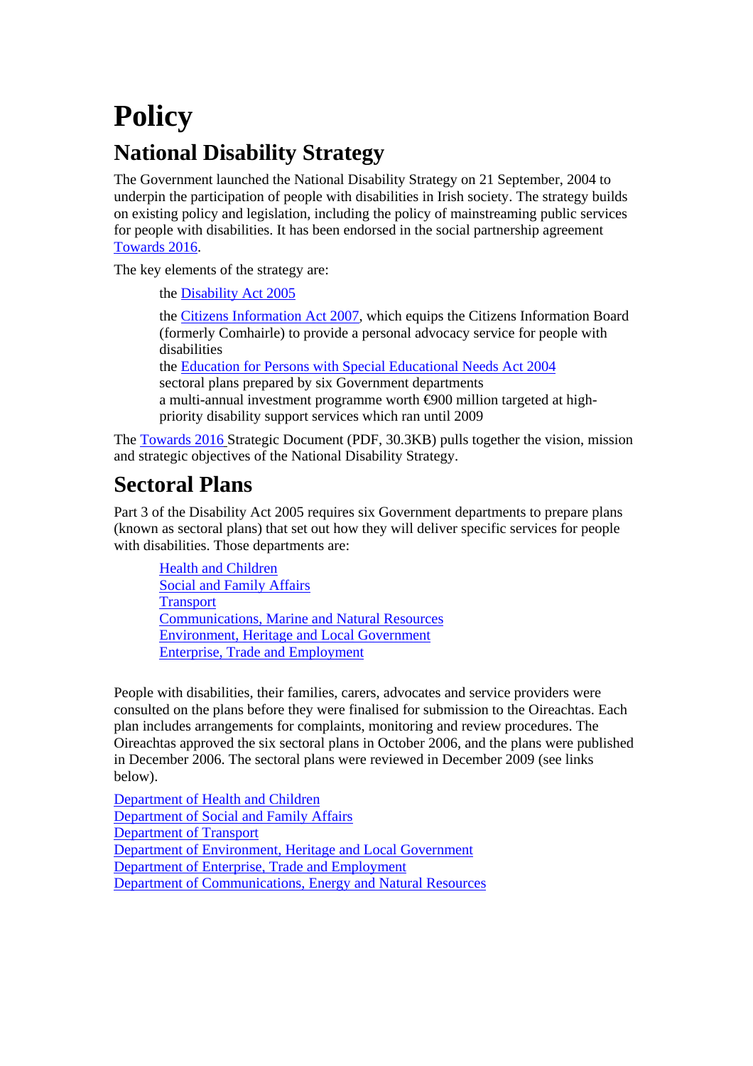# Policy

## National Disability Strategy

The Government launched the National Disability Strategy on 21 September, 2004 to underpin the participation of people with disabilities in Irish society. The strategy builds on existing policy and legislation, including the policy of mainstreaming public services for people with disabilities. It has been endorsed in the social partnership agreement [Towards 2016](#).

The key elements of the strategy are:

- the [Disability Act 2005](#)
- the [Citizens Information Act 2007](#), which equips the Citizens Information Board (formerly Comhairle) to provide a personal advocacy service for people with disabilities
- the [Education for Persons with Special Educational Needs Act 2004](#)
- sectoral plans prepared by six Government departments
- a multi-annual investment programme worth €900 million targeted at high-priority disability support services which ran until 2009

The [Towards 2016](#) Strategic Document (PDF, 30.3KB) pulls together the vision, mission and strategic objectives of the National Disability Strategy.

## Sectoral Plans

Part 3 of the Disability Act 2005 requires six Government departments to prepare plans (known as sectoral plans) that set out how they will deliver specific services for people with disabilities. Those departments are:

- [Health and Children](#)
- [Social and Family Affairs](#)
- [Transport](#)
- [Communications, Marine and Natural Resources](#)
- [Environment, Heritage and Local Government](#)
- [Enterprise, Trade and Employment](#)

People with disabilities, their families, carers, advocates and service providers were consulted on the plans before they were finalised for submission to the Oireachtas. Each plan includes arrangements for complaints, monitoring and review procedures. The Oireachtas approved the six sectoral plans in October 2006, and the plans were published in December 2006. The sectoral plans were reviewed in December 2009 (see links below).

[Department of Health and Children](#)  
[Department of Social and Family Affairs](#)  
[Department of Transport](#)  
[Department of Environment, Heritage and Local Government](#)  
[Department of Enterprise, Trade and Employment](#)  
[Department of Communications, Energy and Natural Resources](#)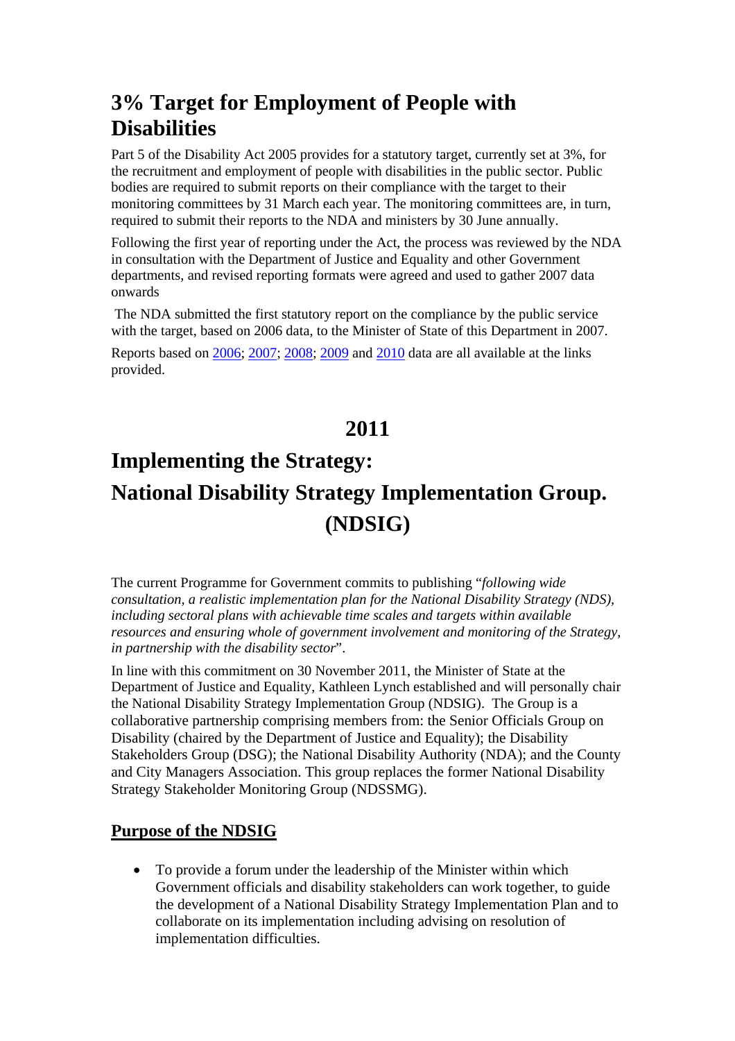# 3% Target for Employment of People with Disabilities

Part 5 of the Disability Act 2005 provides for a statutory target, currently set at 3%, for the recruitment and employment of people with disabilities in the public sector. Public bodies are required to submit reports on their compliance with the target to their monitoring committees by 31 March each year. The monitoring committees are, in turn, required to submit their reports to the NDA and ministers by 30 June annually.

Following the first year of reporting under the Act, the process was reviewed by the NDA in consultation with the Department of Justice and Equality and other Government departments, and revised reporting formats were agreed and used to gather 2007 data onwards

The NDA submitted the first statutory report on the compliance by the public service with the target, based on 2006 data, to the Minister of State of this Department in 2007.

Reports based on 2006; 2007; 2008; 2009 and 2010 data are all available at the links provided.

## 2011

# Implementing the Strategy:

# National Disability Strategy Implementation Group. (NDSIG)

The current Programme for Government commits to publishing "*following wide consultation, a realistic implementation plan for the National Disability Strategy (NDS), including sectoral plans with achievable time scales and targets within available resources and ensuring whole of government involvement and monitoring of the Strategy, in partnership with the disability sector*".

In line with this commitment on 30 November 2011, the Minister of State at the Department of Justice and Equality, Kathleen Lynch established and will personally chair the National Disability Strategy Implementation Group (NDSIG). The Group is a collaborative partnership comprising members from: the Senior Officials Group on Disability (chaired by the Department of Justice and Equality); the Disability Stakeholders Group (DSG); the National Disability Authority (NDA); and the County and City Managers Association. This group replaces the former National Disability Strategy Stakeholder Monitoring Group (NDSSMG).

### Purpose of the NDSIG

- To provide a forum under the leadership of the Minister within which Government officials and disability stakeholders can work together, to guide the development of a National Disability Strategy Implementation Plan and to collaborate on its implementation including advising on resolution of implementation difficulties.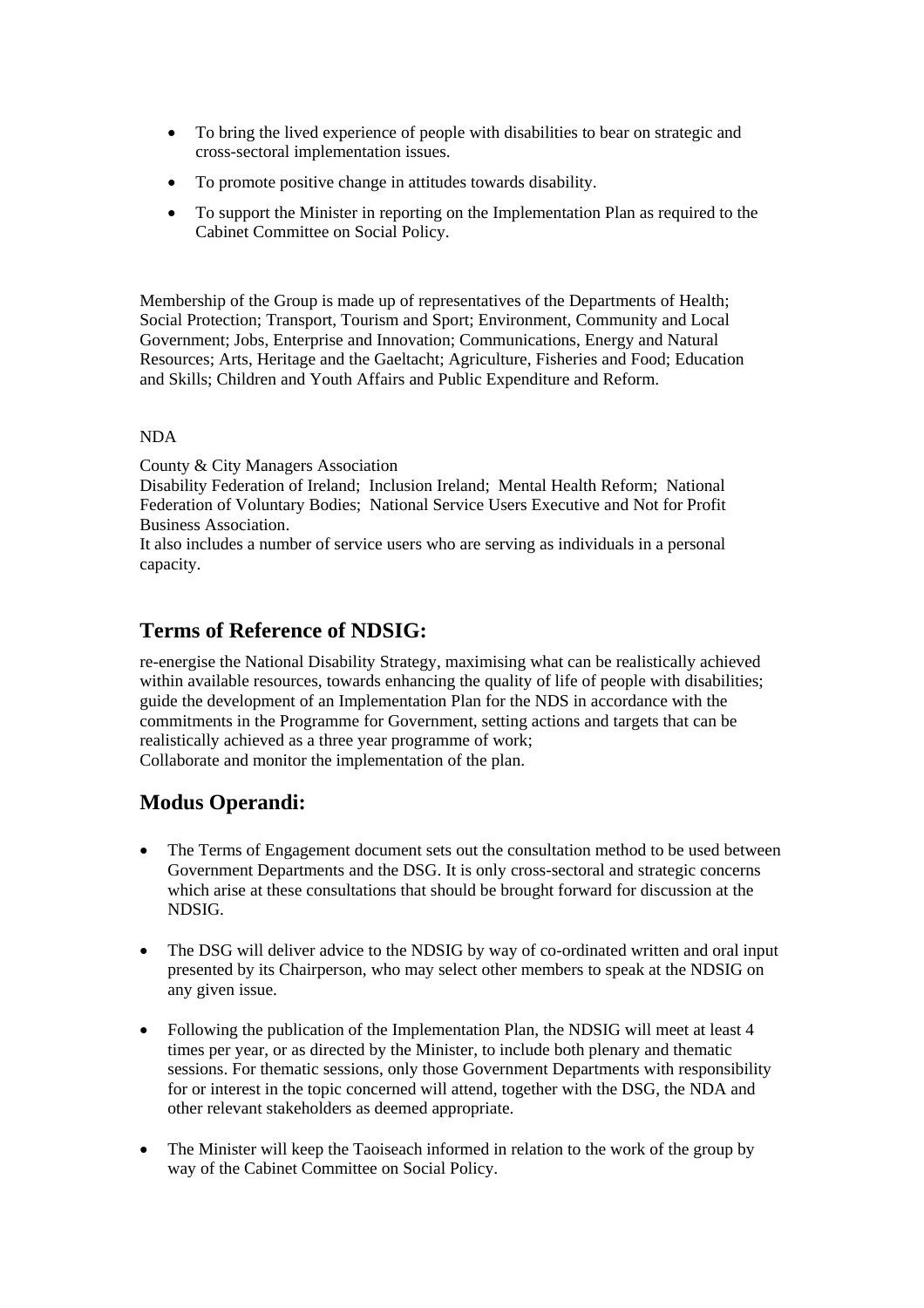- To bring the lived experience of people with disabilities to bear on strategic and cross-sectoral implementation issues.
- To promote positive change in attitudes towards disability.
- To support the Minister in reporting on the Implementation Plan as required to the Cabinet Committee on Social Policy.

Membership of the Group is made up of representatives of the Departments of Health; Social Protection; Transport, Tourism and Sport; Environment, Community and Local Government; Jobs, Enterprise and Innovation; Communications, Energy and Natural Resources; Arts, Heritage and the Gaeltacht; Agriculture, Fisheries and Food; Education and Skills; Children and Youth Affairs and Public Expenditure and Reform.

NDA

County & City Managers Association
Disability Federation of Ireland; Inclusion Ireland; Mental Health Reform; National Federation of Voluntary Bodies; National Service Users Executive and Not for Profit Business Association.
It also includes a number of service users who are serving as individuals in a personal capacity.

## Terms of Reference of NDSIG:

re-energise the National Disability Strategy, maximising what can be realistically achieved within available resources, towards enhancing the quality of life of people with disabilities;
guide the development of an Implementation Plan for the NDS in accordance with the commitments in the Programme for Government, setting actions and targets that can be realistically achieved as a three year programme of work;
Collaborate and monitor the implementation of the plan.

## Modus Operandi:

- The Terms of Engagement document sets out the consultation method to be used between Government Departments and the DSG. It is only cross-sectoral and strategic concerns which arise at these consultations that should be brought forward for discussion at the NDSIG.
- The DSG will deliver advice to the NDSIG by way of co-ordinated written and oral input presented by its Chairperson, who may select other members to speak at the NDSIG on any given issue.
- Following the publication of the Implementation Plan, the NDSIG will meet at least 4 times per year, or as directed by the Minister, to include both plenary and thematic sessions. For thematic sessions, only those Government Departments with responsibility for or interest in the topic concerned will attend, together with the DSG, the NDA and other relevant stakeholders as deemed appropriate.
- The Minister will keep the Taoiseach informed in relation to the work of the group by way of the Cabinet Committee on Social Policy.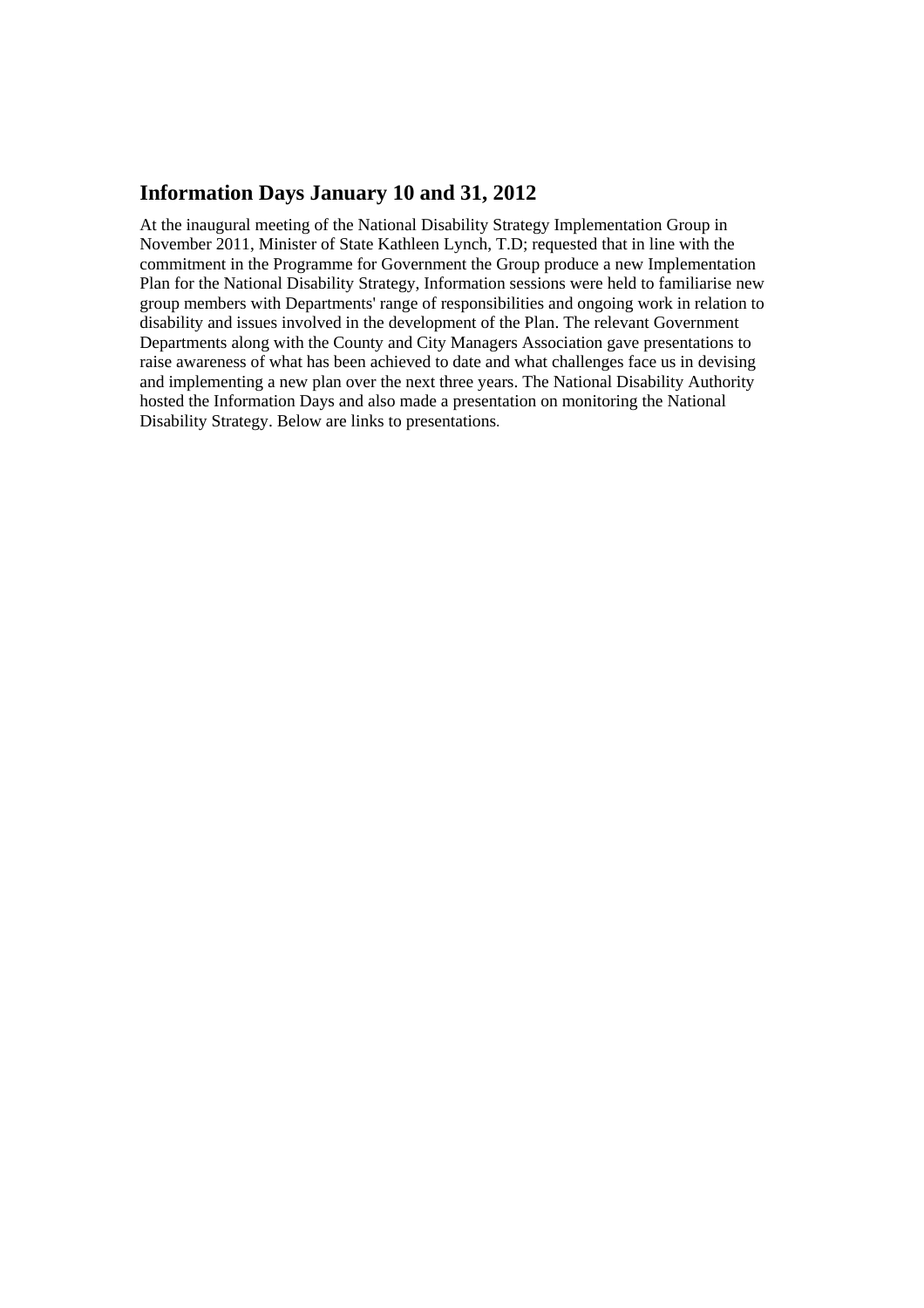## Information Days January 10 and 31, 2012

At the inaugural meeting of the National Disability Strategy Implementation Group in November 2011, Minister of State Kathleen Lynch, T.D; requested that in line with the commitment in the Programme for Government the Group produce a new Implementation Plan for the National Disability Strategy, Information sessions were held to familiarise new group members with Departments' range of responsibilities and ongoing work in relation to disability and issues involved in the development of the Plan. The relevant Government Departments along with the County and City Managers Association gave presentations to raise awareness of what has been achieved to date and what challenges face us in devising and implementing a new plan over the next three years. The National Disability Authority hosted the Information Days and also made a presentation on monitoring the National Disability Strategy. Below are links to presentations.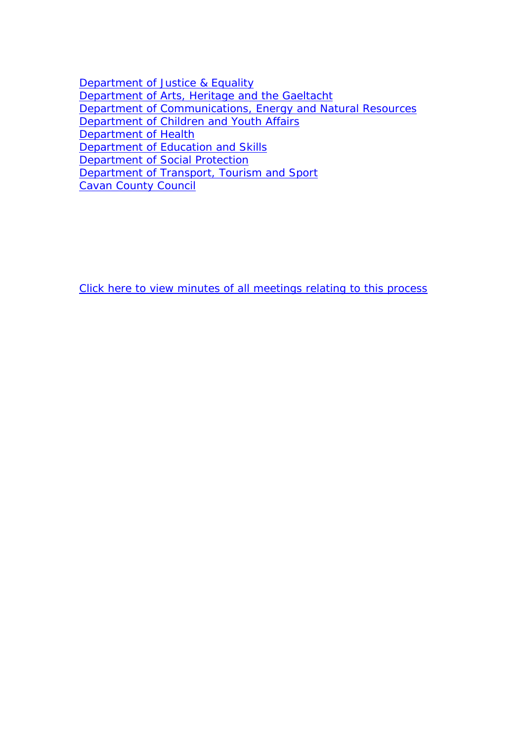Department of Justice & Equality
Department of Arts, Heritage and the Gaeltacht
Department of Communications, Energy and Natural Resources
Department of Children and Youth Affairs
Department of Health
Department of Education and Skills
Department of Social Protection
Department of Transport, Tourism and Sport
Cavan County Council

Click here to view minutes of all meetings relating to this process